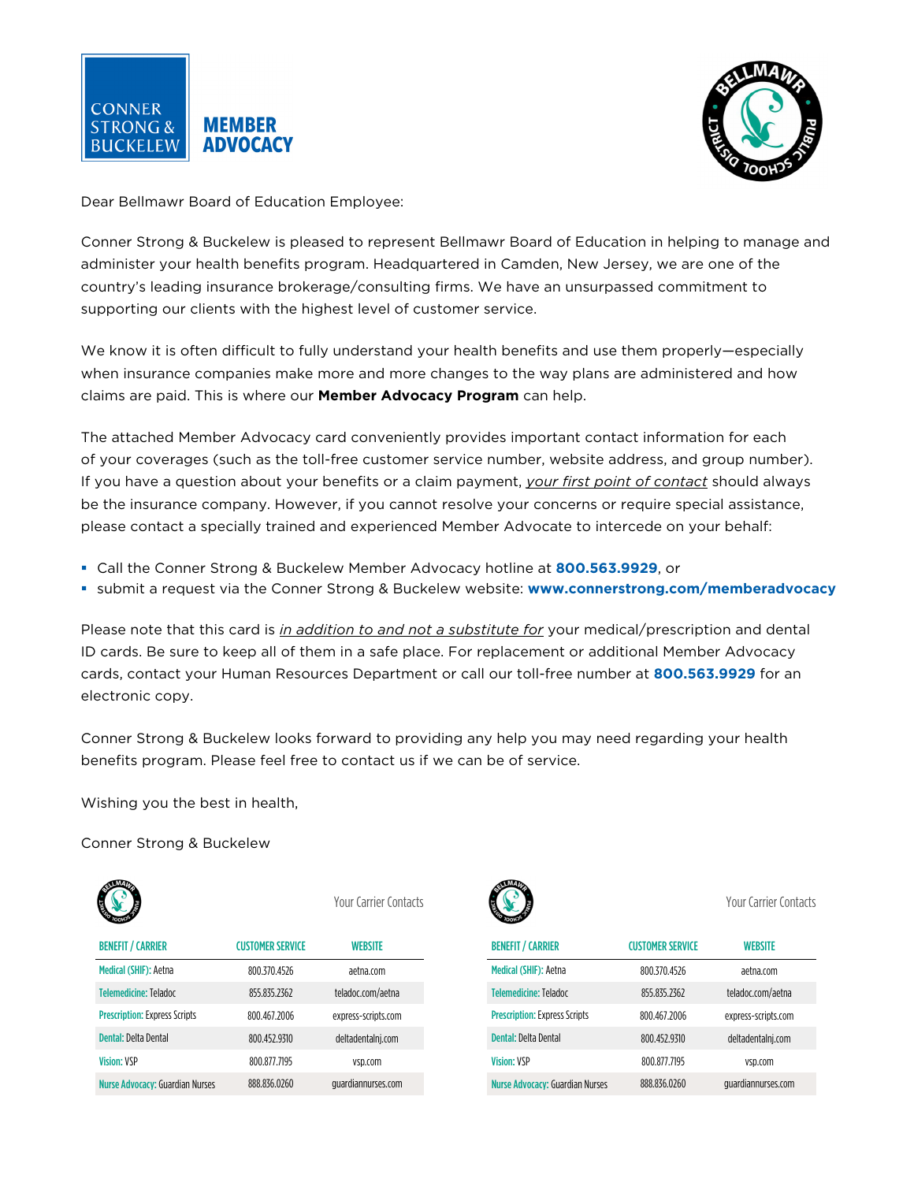CONNER STRONG & BUCKELEW **MEMBER ADVOCACY**

Dear Bellmawr Board of Education Employee:

Conner Strong & Buckelew is pleased to represent Bellmawr Board of Education in helping to manage and administer your health benefits program. Headquartered in Camden, New Jersey, we are one of the country's leading insurance brokerage/consulting firms. We have an unsurpassed commitment to supporting our clients with the highest level of customer service.

We know it is often difficult to fully understand your health benefits and use them properly—especially when insurance companies make more and more changes to the way plans are administered and how claims are paid. This is where our **Member Advocacy Program** can help.

The attached Member Advocacy card conveniently provides important contact information for each of your coverages (such as the toll-free customer service number, website address, and group number). If you have a question about your benefits or a claim payment, *your first point of contact* should always be the insurance company. However, if you cannot resolve your concerns or require special assistance, please contact a specially trained and experienced Member Advocate to intercede on your behalf:

- Call the Conner Strong & Buckelew Member Advocacy hotline at **800.563.9929**, or
- submit a request via the Conner Strong & Buckelew website: **www.connerstrong.com/memberadvocacy**

Please note that this card is *in addition to and not a substitute for* your medical/prescription and dental ID cards. Be sure to keep all of them in a safe place. For replacement or additional Member Advocacy cards, contact your Human Resources Department or call our toll-free number at **800.563.9929** for an electronic copy.

Conner Strong & Buckelew looks forward to providing any help you may need regarding your health benefits program. Please feel free to contact us if we can be of service.

Wishing you the best in health,

Conner Strong & Buckelew

Your Carrier Contacts

| BENEFIT / CARRIER | CUSTOMER SERVICE | WEBSITE |
|---|---|---|
| Medical (SHIF): Aetna | 800.370.4526 | aetna.com |
| Telemedicine: Teladoc | 855.835.2362 | teladoc.com/aetna |
| Prescription: Express Scripts | 800.467.2006 | express-scripts.com |
| Dental: Delta Dental | 800.452.9310 | deltadentalnj.com |
| Vision: VSP | 800.877.7195 | vsp.com |
| Nurse Advocacy: Guardian Nurses | 888.836.0260 | guardiannurses.com |

Your Carrier Contacts

| BENEFIT / CARRIER | CUSTOMER SERVICE | WEBSITE |
|---|---|---|
| Medical (SHIF): Aetna | 800.370.4526 | aetna.com |
| Telemedicine: Teladoc | 855.835.2362 | teladoc.com/aetna |
| Prescription: Express Scripts | 800.467.2006 | express-scripts.com |
| Dental: Delta Dental | 800.452.9310 | deltadentalnj.com |
| Vision: VSP | 800.877.7195 | vsp.com |
| Nurse Advocacy: Guardian Nurses | 888.836.0260 | guardiannurses.com |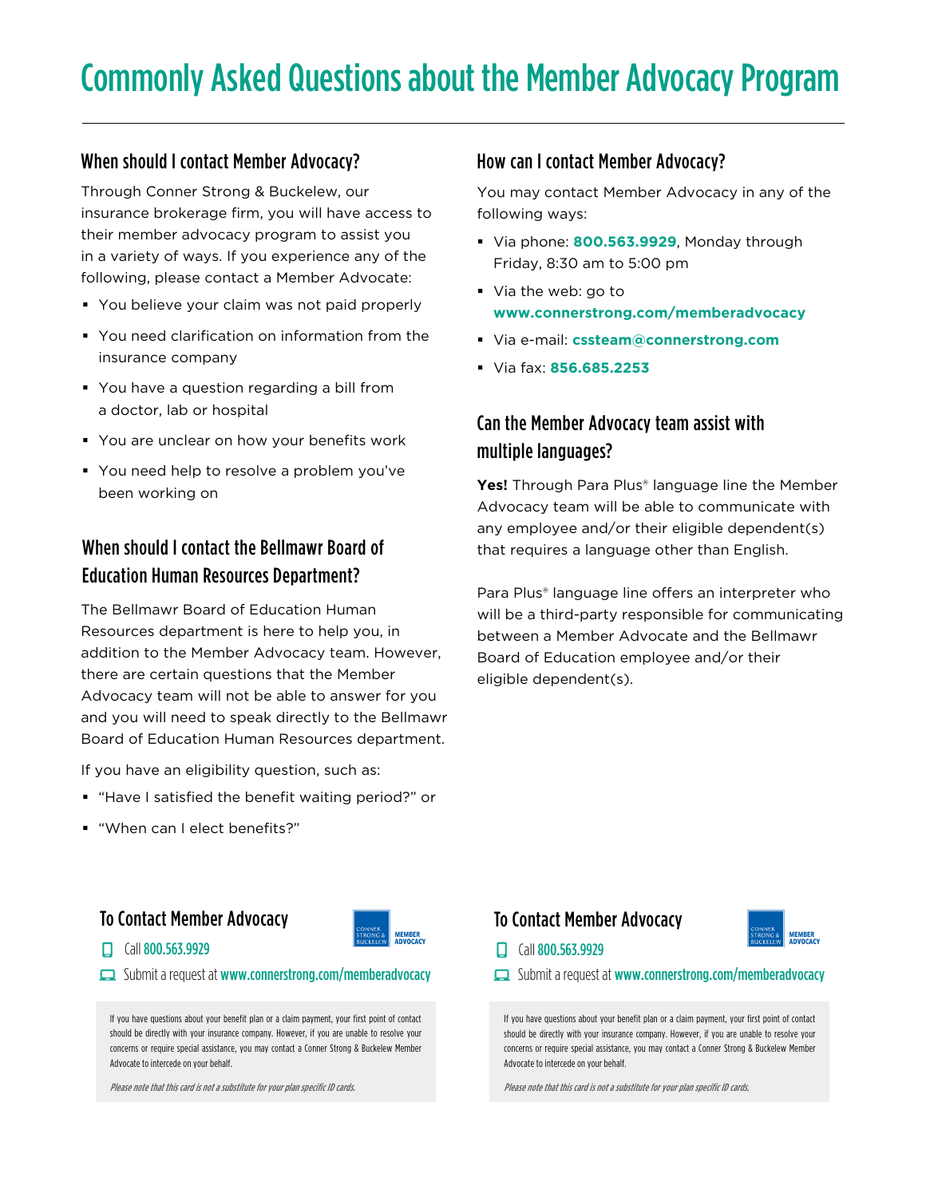# Commonly Asked Questions about the Member Advocacy Program

## When should I contact Member Advocacy?

Through Conner Strong & Buckelew, our insurance brokerage firm, you will have access to their member advocacy program to assist you in a variety of ways. If you experience any of the following, please contact a Member Advocate:

- You believe your claim was not paid properly
- You need clarification on information from the insurance company
- You have a question regarding a bill from a doctor, lab or hospital
- You are unclear on how your benefits work
- You need help to resolve a problem you've been working on

## When should I contact the Bellmawr Board of Education Human Resources Department?

The Bellmawr Board of Education Human Resources department is here to help you, in addition to the Member Advocacy team. However, there are certain questions that the Member Advocacy team will not be able to answer for you and you will need to speak directly to the Bellmawr Board of Education Human Resources department.

If you have an eligibility question, such as:

- "Have I satisfied the benefit waiting period?" or
- "When can I elect benefits?"

## How can I contact Member Advocacy?

You may contact Member Advocacy in any of the following ways:

- Via phone: **800.563.9929**, Monday through Friday, 8:30 am to 5:00 pm
- Via the web: go to **www.connerstrong.com/memberadvocacy**
- Via e-mail: **cssteam@connerstrong.com**
- Via fax: **856.685.2253**

## Can the Member Advocacy team assist with multiple languages?

**Yes!** Through Para Plus® language line the Member Advocacy team will be able to communicate with any employee and/or their eligible dependent(s) that requires a language other than English.

Para Plus® language line offers an interpreter who will be a third-party responsible for communicating between a Member Advocate and the Bellmawr Board of Education employee and/or their eligible dependent(s).

### To Contact Member Advocacy

CONNER STRONG & BUCKELEW MEMBER ADVOCACY

Call 800.563.9929

Submit a request at www.connerstrong.com/memberadvocacy

If you have questions about your benefit plan or a claim payment, your first point of contact should be directly with your insurance company. However, if you are unable to resolve your concerns or require special assistance, you may contact a Conner Strong & Buckelew Member Advocate to intercede on your behalf.

*Please note that this card is not a substitute for your plan specific ID cards.*

### To Contact Member Advocacy

CONNER STRONG & BUCKELEW MEMBER ADVOCACY

Call 800.563.9929

Submit a request at www.connerstrong.com/memberadvocacy

If you have questions about your benefit plan or a claim payment, your first point of contact should be directly with your insurance company. However, if you are unable to resolve your concerns or require special assistance, you may contact a Conner Strong & Buckelew Member Advocate to intercede on your behalf.

*Please note that this card is not a substitute for your plan specific ID cards.*